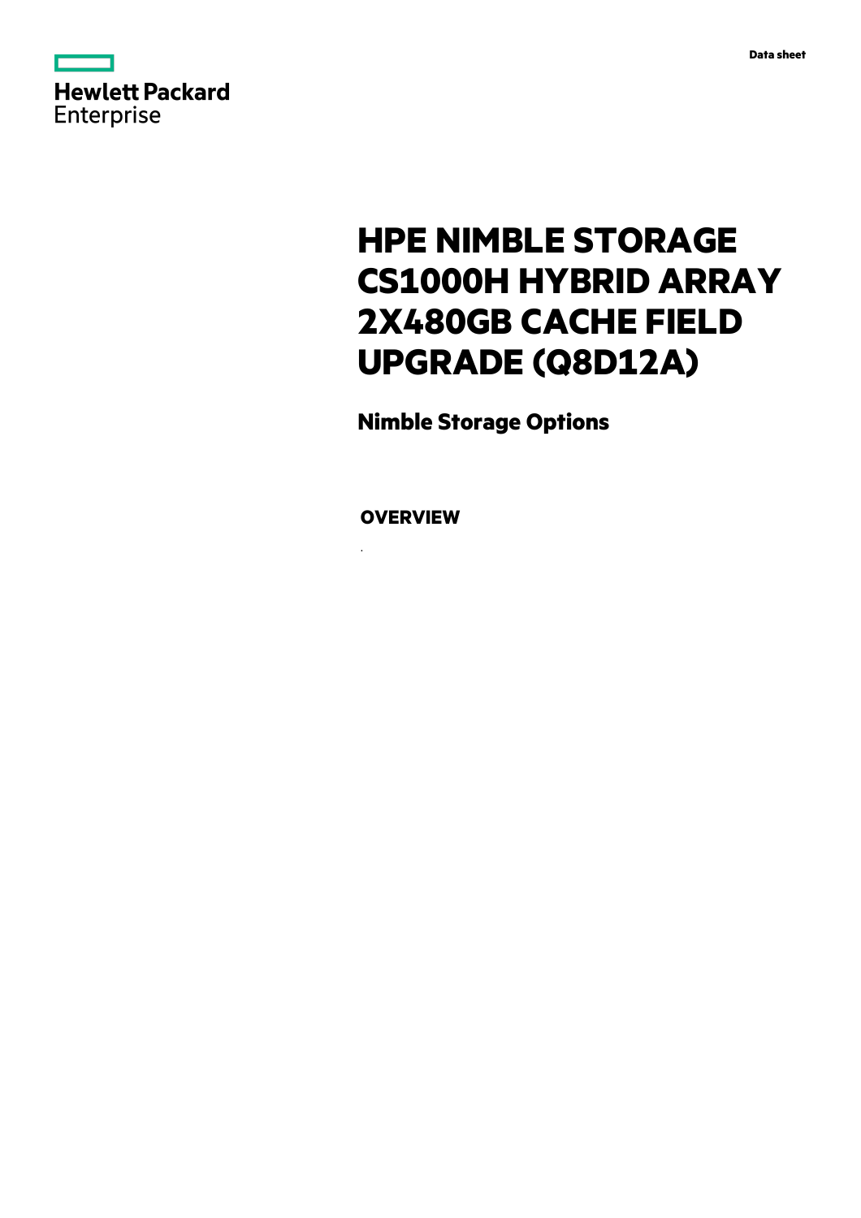Data sheet

# HPE NIMBLE STORAGE CS1000H HYBRID ARRAY 2X480GB CACHE FIELD UPGRADE (Q8D12A)

## Nimble Storage Options

### OVERVIEW

.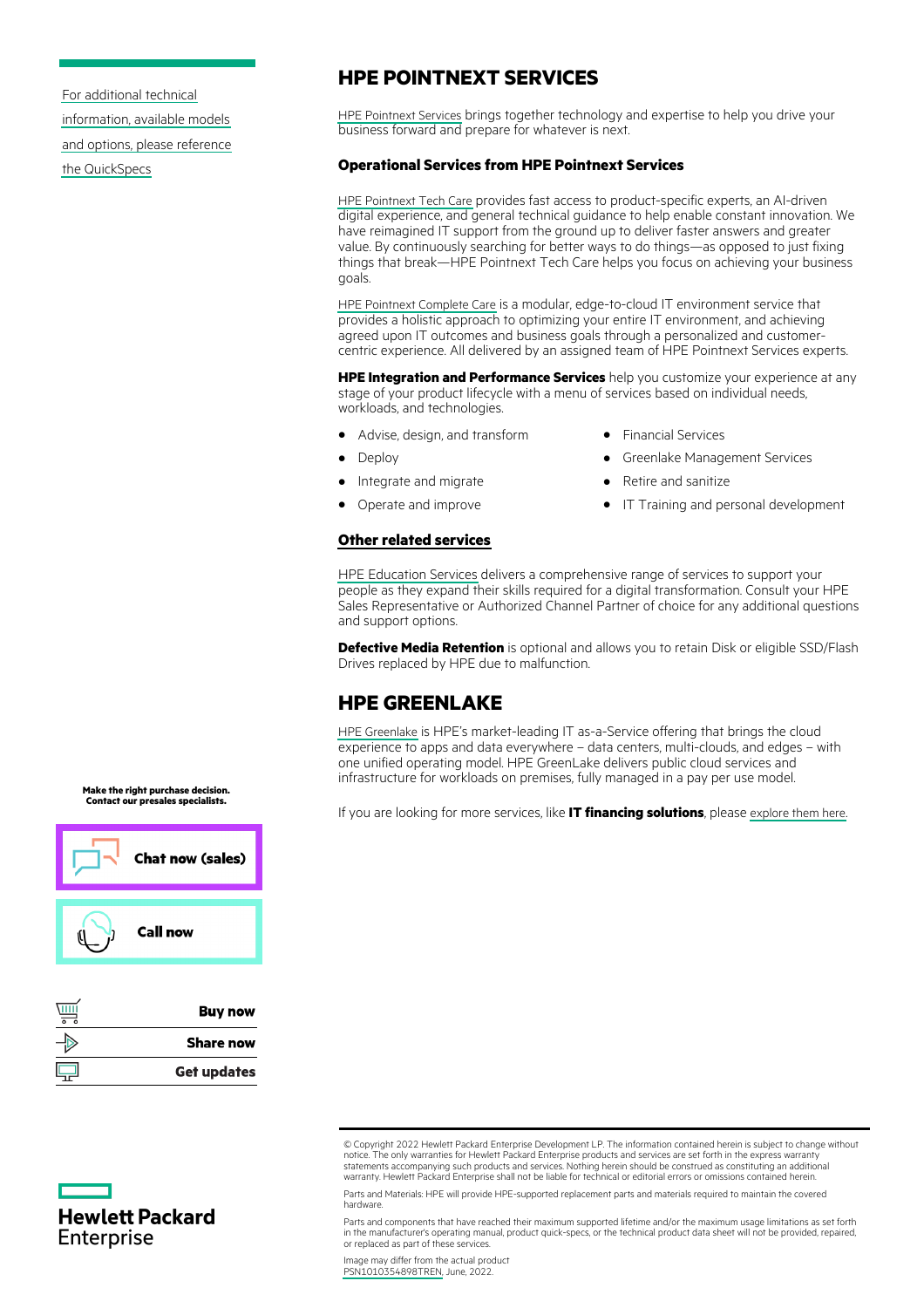For additional technical information, available models and options, please reference the QuickSpecs

# HPE POINTNEXT SERVICES

HPE Pointnext Services brings together technology and expertise to help you drive your business forward and prepare for whatever is next.

### Operational Services from HPE Pointnext Services

HPE Pointnext Tech Care provides fast access to product-specific experts, an AI-driven digital experience, and general technical guidance to help enable constant innovation. We have reimagined IT support from the ground up to deliver faster answers and greater value. By continuously searching for better ways to do things—as opposed to just fixing things that break—HPE Pointnext Tech Care helps you focus on achieving your business goals.

HPE Pointnext Complete Care is a modular, edge-to-cloud IT environment service that provides a holistic approach to optimizing your entire IT environment, and achieving agreed upon IT outcomes and business goals through a personalized and customer-centric experience. All delivered by an assigned team of HPE Pointnext Services experts.

**HPE Integration and Performance Services** help you customize your experience at any stage of your product lifecycle with a menu of services based on individual needs, workloads, and technologies.

- Advise, design, and transform
- Deploy
- Integrate and migrate
- Operate and improve
- Financial Services
- Greenlake Management Services
- Retire and sanitize
- IT Training and personal development

### Other related services

HPE Education Services delivers a comprehensive range of services to support your people as they expand their skills required for a digital transformation. Consult your HPE Sales Representative or Authorized Channel Partner of choice for any additional questions and support options.

**Defective Media Retention** is optional and allows you to retain Disk or eligible SSD/Flash Drives replaced by HPE due to malfunction.

# HPE GREENLAKE

HPE Greenlake is HPE's market-leading IT as-a-Service offering that brings the cloud experience to apps and data everywhere – data centers, multi-clouds, and edges – with one unified operating model. HPE GreenLake delivers public cloud services and infrastructure for workloads on premises, fully managed in a pay per use model.

If you are looking for more services, like **IT financing solutions**, please explore them here.

**Make the right purchase decision. Contact our presales specialists.**

Chat now (sales)

Call now

Buy now

Share now

Get updates

Hewlett Packard Enterprise

© Copyright 2022 Hewlett Packard Enterprise Development LP. The information contained herein is subject to change without notice. The only warranties for Hewlett Packard Enterprise products and services are set forth in the express warranty statements accompanying such products and services. Nothing herein should be construed as constituting an additional warranty. Hewlett Packard Enterprise shall not be liable for technical or editorial errors or omissions contained herein.

Parts and Materials: HPE will provide HPE-supported replacement parts and materials required to maintain the covered hardware.

Parts and components that have reached their maximum supported lifetime and/or the maximum usage limitations as set forth in the manufacturer's operating manual, product quick-specs, or the technical product data sheet will not be provided, repaired, or replaced as part of these services.

Image may differ from the actual product

PSN1010354898TREN, June, 2022.